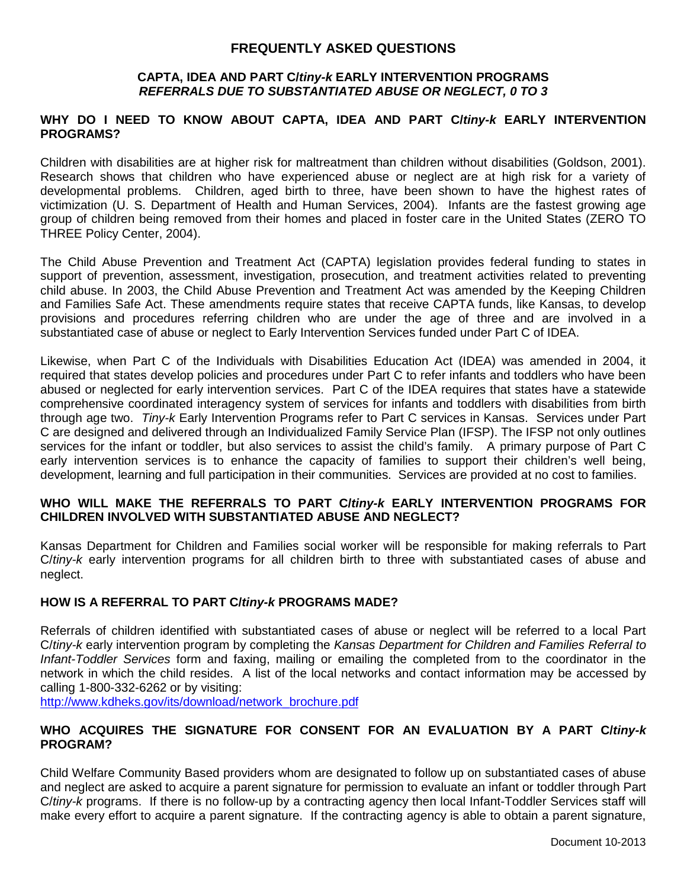# FREQUENTLY ASKED QUESTIONS

## CAPTA, IDEA AND PART C/*tiny-k* EARLY INTERVENTION PROGRAMS
## *REFERRALS DUE TO SUBSTANTIATED ABUSE OR NEGLECT, 0 TO 3*

### WHY DO I NEED TO KNOW ABOUT CAPTA, IDEA AND PART C/*tiny-k* EARLY INTERVENTION PROGRAMS?

Children with disabilities are at higher risk for maltreatment than children without disabilities (Goldson, 2001). Research shows that children who have experienced abuse or neglect are at high risk for a variety of developmental problems. Children, aged birth to three, have been shown to have the highest rates of victimization (U. S. Department of Health and Human Services, 2004). Infants are the fastest growing age group of children being removed from their homes and placed in foster care in the United States (ZERO TO THREE Policy Center, 2004).

The Child Abuse Prevention and Treatment Act (CAPTA) legislation provides federal funding to states in support of prevention, assessment, investigation, prosecution, and treatment activities related to preventing child abuse. In 2003, the Child Abuse Prevention and Treatment Act was amended by the Keeping Children and Families Safe Act. These amendments require states that receive CAPTA funds, like Kansas, to develop provisions and procedures referring children who are under the age of three and are involved in a substantiated case of abuse or neglect to Early Intervention Services funded under Part C of IDEA.

Likewise, when Part C of the Individuals with Disabilities Education Act (IDEA) was amended in 2004, it required that states develop policies and procedures under Part C to refer infants and toddlers who have been abused or neglected for early intervention services. Part C of the IDEA requires that states have a statewide comprehensive coordinated interagency system of services for infants and toddlers with disabilities from birth through age two. *Tiny-k* Early Intervention Programs refer to Part C services in Kansas. Services under Part C are designed and delivered through an Individualized Family Service Plan (IFSP). The IFSP not only outlines services for the infant or toddler, but also services to assist the child's family. A primary purpose of Part C early intervention services is to enhance the capacity of families to support their children's well being, development, learning and full participation in their communities. Services are provided at no cost to families.

### WHO WILL MAKE THE REFERRALS TO PART C/*tiny-k* EARLY INTERVENTION PROGRAMS FOR CHILDREN INVOLVED WITH SUBSTANTIATED ABUSE AND NEGLECT?

Kansas Department for Children and Families social worker will be responsible for making referrals to Part C/*tiny-k* early intervention programs for all children birth to three with substantiated cases of abuse and neglect.

### HOW IS A REFERRAL TO PART C/*tiny-k* PROGRAMS MADE?

Referrals of children identified with substantiated cases of abuse or neglect will be referred to a local Part C/*tiny-k* early intervention program by completing the *Kansas Department for Children and Families Referral to Infant-Toddler Services* form and faxing, mailing or emailing the completed from to the coordinator in the network in which the child resides. A list of the local networks and contact information may be accessed by calling 1-800-332-6262 or by visiting:
[http://www.kdheks.gov/its/download/network_brochure.pdf](http://www.kdheks.gov/its/download/network_brochure.pdf)

### WHO ACQUIRES THE SIGNATURE FOR CONSENT FOR AN EVALUATION BY A PART C/*tiny-k* PROGRAM?

Child Welfare Community Based providers whom are designated to follow up on substantiated cases of abuse and neglect are asked to acquire a parent signature for permission to evaluate an infant or toddler through Part C/*tiny-k* programs. If there is no follow-up by a contracting agency then local Infant-Toddler Services staff will make every effort to acquire a parent signature. If the contracting agency is able to obtain a parent signature,

Document 10-2013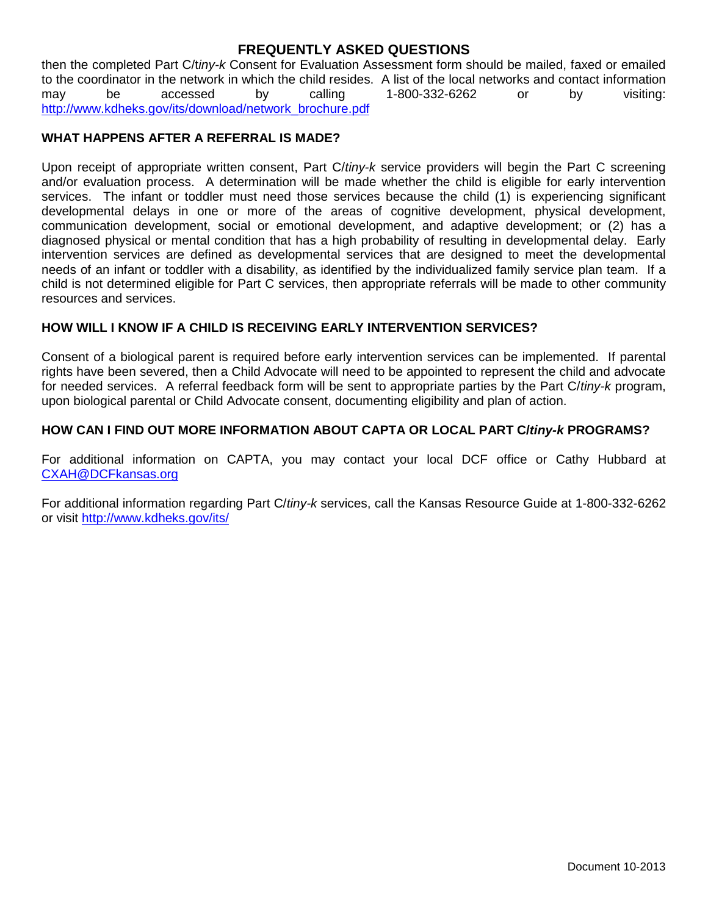then the completed Part C/*tiny-k* Consent for Evaluation Assessment form should be mailed, faxed or emailed to the coordinator in the network in which the child resides. A list of the local networks and contact information may be accessed by calling 1-800-332-6262 or by visiting: http://www.kdheks.gov/its/download/network_brochure.pdf

## WHAT HAPPENS AFTER A REFERRAL IS MADE?

Upon receipt of appropriate written consent, Part C/*tiny-k* service providers will begin the Part C screening and/or evaluation process. A determination will be made whether the child is eligible for early intervention services. The infant or toddler must need those services because the child (1) is experiencing significant developmental delays in one or more of the areas of cognitive development, physical development, communication development, social or emotional development, and adaptive development; or (2) has a diagnosed physical or mental condition that has a high probability of resulting in developmental delay. Early intervention services are defined as developmental services that are designed to meet the developmental needs of an infant or toddler with a disability, as identified by the individualized family service plan team. If a child is not determined eligible for Part C services, then appropriate referrals will be made to other community resources and services.

## HOW WILL I KNOW IF A CHILD IS RECEIVING EARLY INTERVENTION SERVICES?

Consent of a biological parent is required before early intervention services can be implemented. If parental rights have been severed, then a Child Advocate will need to be appointed to represent the child and advocate for needed services. A referral feedback form will be sent to appropriate parties by the Part C/*tiny-k* program, upon biological parental or Child Advocate consent, documenting eligibility and plan of action.

## HOW CAN I FIND OUT MORE INFORMATION ABOUT CAPTA OR LOCAL PART C/*tiny-k* PROGRAMS?

For additional information on CAPTA, you may contact your local DCF office or Cathy Hubbard at CXAH@DCFkansas.org

For additional information regarding Part C/*tiny-k* services, call the Kansas Resource Guide at 1-800-332-6262 or visit http://www.kdheks.gov/its/

Document 10-2013